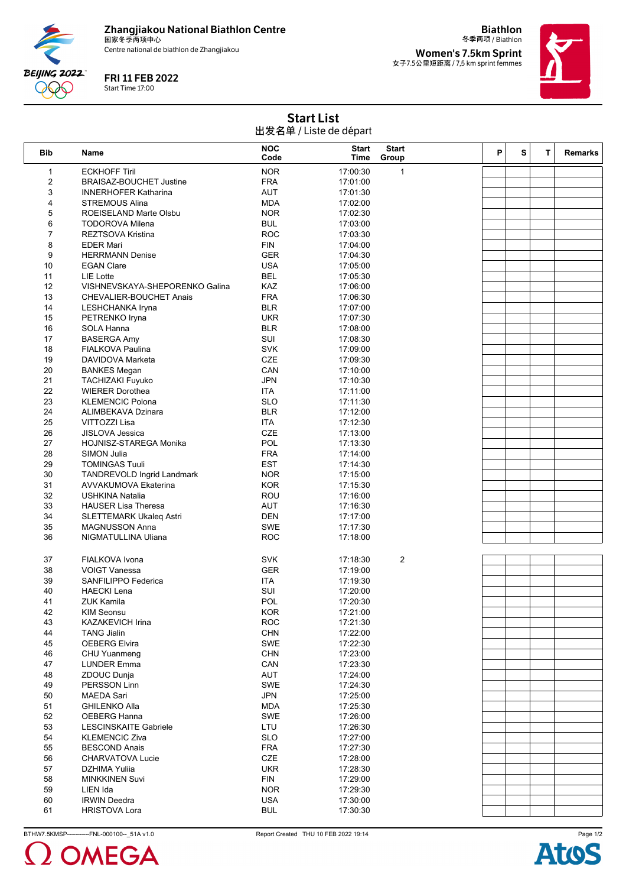Zhangjiakou National Biathlon Centre
国家冬季两项中心
Centre national de biathlon de Zhangjiakou

**FRI 11 FEB 2022**
Start Time 17:00

**Biathlon**
冬季两项 / Biathlon

**Women's 7.5km Sprint**
女子7.5公里短距离 / 7,5 km sprint femmes

## Start List
出发名单 / Liste de départ

| Bib | Name | NOC Code | Start Time | Start Group | P | S | T | Remarks |
|---|---|---|---|---|---|---|---|---|
| 1 | ECKHOFF Tiril | NOR | 17:00:30 | 1 | | | | |
| 2 | BRAISAZ-BOUCHET Justine | FRA | 17:01:00 | | | | | |
| 3 | INNERHOFER Katharina | AUT | 17:01:30 | | | | | |
| 4 | STREMOUS Alina | MDA | 17:02:00 | | | | | |
| 5 | ROEISELAND Marte Olsbu | NOR | 17:02:30 | | | | | |
| 6 | TODOROVA Milena | BUL | 17:03:00 | | | | | |
| 7 | REZTSOVA Kristina | ROC | 17:03:30 | | | | | |
| 8 | EDER Mari | FIN | 17:04:00 | | | | | |
| 9 | HERRMANN Denise | GER | 17:04:30 | | | | | |
| 10 | EGAN Clare | USA | 17:05:00 | | | | | |
| 11 | LIE Lotte | BEL | 17:05:30 | | | | | |
| 12 | VISHNEVSKAYA-SHEPORENKO Galina | KAZ | 17:06:00 | | | | | |
| 13 | CHEVALIER-BOUCHET Anais | FRA | 17:06:30 | | | | | |
| 14 | LESHCHANKA Iryna | BLR | 17:07:00 | | | | | |
| 15 | PETRENKO Iryna | UKR | 17:07:30 | | | | | |
| 16 | SOLA Hanna | BLR | 17:08:00 | | | | | |
| 17 | BASERGA Amy | SUI | 17:08:30 | | | | | |
| 18 | FIALKOVA Paulina | SVK | 17:09:00 | | | | | |
| 19 | DAVIDOVA Marketa | CZE | 17:09:30 | | | | | |
| 20 | BANKES Megan | CAN | 17:10:00 | | | | | |
| 21 | TACHIZAKI Fuyuko | JPN | 17:10:30 | | | | | |
| 22 | WIERER Dorothea | ITA | 17:11:00 | | | | | |
| 23 | KLEMENCIC Polona | SLO | 17:11:30 | | | | | |
| 24 | ALIMBEKAVA Dzinara | BLR | 17:12:00 | | | | | |
| 25 | VITTOZZI Lisa | ITA | 17:12:30 | | | | | |
| 26 | JISLOVA Jessica | CZE | 17:13:00 | | | | | |
| 27 | HOJNISZ-STAREGA Monika | POL | 17:13:30 | | | | | |
| 28 | SIMON Julia | FRA | 17:14:00 | | | | | |
| 29 | TOMINGAS Tuuli | EST | 17:14:30 | | | | | |
| 30 | TANDREVOLD Ingrid Landmark | NOR | 17:15:00 | | | | | |
| 31 | AVVAKUMOVA Ekaterina | KOR | 17:15:30 | | | | | |
| 32 | USHKINA Natalia | ROU | 17:16:00 | | | | | |
| 33 | HAUSER Lisa Theresa | AUT | 17:16:30 | | | | | |
| 34 | SLETTEMARK Ukaleq Astri | DEN | 17:17:00 | | | | | |
| 35 | MAGNUSSON Anna | SWE | 17:17:30 | | | | | |
| 36 | NIGMATULLINA Uliana | ROC | 17:18:00 | | | | | |
| 37 | FIALKOVA Ivona | SVK | 17:18:30 | 2 | | | | |
| 38 | VOIGT Vanessa | GER | 17:19:00 | | | | | |
| 39 | SANFILIPPO Federica | ITA | 17:19:30 | | | | | |
| 40 | HAECKI Lena | SUI | 17:20:00 | | | | | |
| 41 | ZUK Kamila | POL | 17:20:30 | | | | | |
| 42 | KIM Seonsu | KOR | 17:21:00 | | | | | |
| 43 | KAZAKEVICH Irina | ROC | 17:21:30 | | | | | |
| 44 | TANG Jialin | CHN | 17:22:00 | | | | | |
| 45 | OEBERG Elvira | SWE | 17:22:30 | | | | | |
| 46 | CHU Yuanmeng | CHN | 17:23:00 | | | | | |
| 47 | LUNDER Emma | CAN | 17:23:30 | | | | | |
| 48 | ZDOUC Dunja | AUT | 17:24:00 | | | | | |
| 49 | PERSSON Linn | SWE | 17:24:30 | | | | | |
| 50 | MAEDA Sari | JPN | 17:25:00 | | | | | |
| 51 | GHILENKO Alla | MDA | 17:25:30 | | | | | |
| 52 | OEBERG Hanna | SWE | 17:26:00 | | | | | |
| 53 | LESCINSKAITE Gabriele | LTU | 17:26:30 | | | | | |
| 54 | KLEMENCIC Ziva | SLO | 17:27:00 | | | | | |
| 55 | BESCOND Anais | FRA | 17:27:30 | | | | | |
| 56 | CHARVATOVA Lucie | CZE | 17:28:00 | | | | | |
| 57 | DZHIMA Yuliia | UKR | 17:28:30 | | | | | |
| 58 | MINKKINEN Suvi | FIN | 17:29:00 | | | | | |
| 59 | LIEN Ida | NOR | 17:29:30 | | | | | |
| 60 | IRWIN Deedra | USA | 17:30:00 | | | | | |
| 61 | HRISTOVA Lora | BUL | 17:30:30 | | | | | |

BTHW7.5KMSP-----------FNL-000100--_51A v1.0    Report Created THU 10 FEB 2022 19:14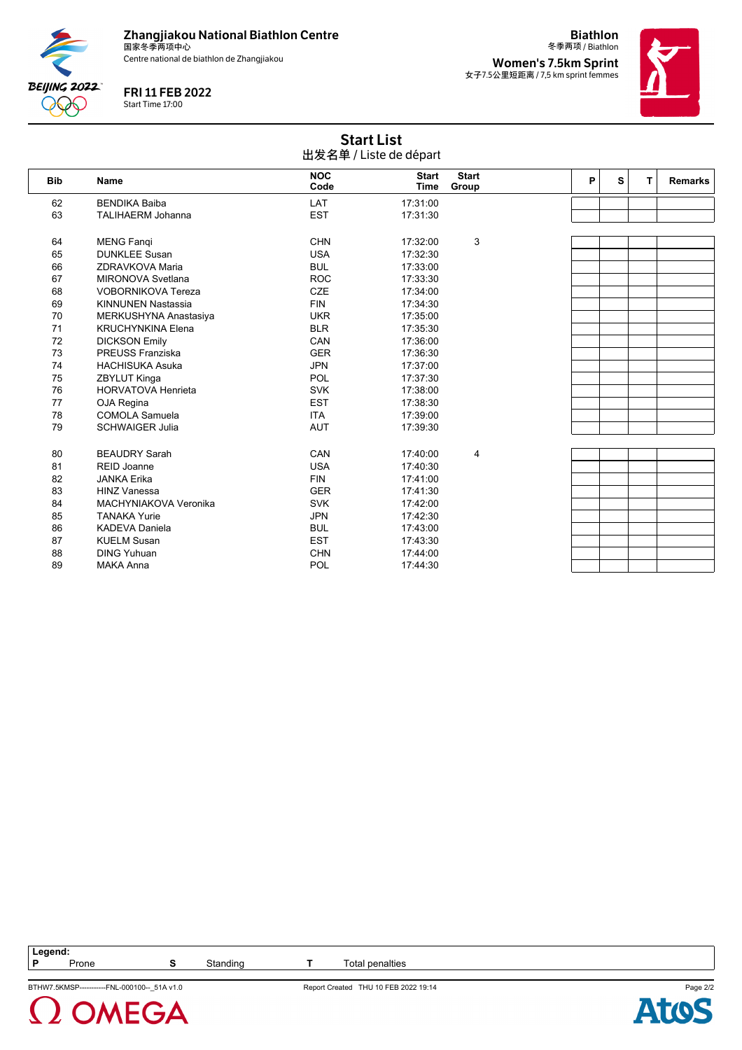Zhangjiakou National Biathlon Centre
国家冬季两项中心
Centre national de biathlon de Zhangjiakou

FRI 11 FEB 2022
Start Time 17:00

Biathlon
冬季两项 / Biathlon

Women's 7.5km Sprint
女子7.5公里短距离 / 7,5 km sprint femmes

## Start List
出发名单 / Liste de départ

| Bib | Name | NOC Code | Start Time | Start Group | P | S | T | Remarks |
|---|---|---|---|---|---|---|---|---|
| 62 | BENDIKA Baiba | LAT | 17:31:00 | | | | | |
| 63 | TALIHAERM Johanna | EST | 17:31:30 | | | | | |
| 64 | MENG Fanqi | CHN | 17:32:00 | 3 | | | | |
| 65 | DUNKLEE Susan | USA | 17:32:30 | | | | | |
| 66 | ZDRAVKOVA Maria | BUL | 17:33:00 | | | | | |
| 67 | MIRONOVA Svetlana | ROC | 17:33:30 | | | | | |
| 68 | VOBORNIKOVA Tereza | CZE | 17:34:00 | | | | | |
| 69 | KINNUNEN Nastassia | FIN | 17:34:30 | | | | | |
| 70 | MERKUSHYNA Anastasiya | UKR | 17:35:00 | | | | | |
| 71 | KRUCHYNKINA Elena | BLR | 17:35:30 | | | | | |
| 72 | DICKSON Emily | CAN | 17:36:00 | | | | | |
| 73 | PREUSS Franziska | GER | 17:36:30 | | | | | |
| 74 | HACHISUKA Asuka | JPN | 17:37:00 | | | | | |
| 75 | ZBYLUT Kinga | POL | 17:37:30 | | | | | |
| 76 | HORVATOVA Henrieta | SVK | 17:38:00 | | | | | |
| 77 | OJA Regina | EST | 17:38:30 | | | | | |
| 78 | COMOLA Samuela | ITA | 17:39:00 | | | | | |
| 79 | SCHWAIGER Julia | AUT | 17:39:30 | | | | | |
| 80 | BEAUDRY Sarah | CAN | 17:40:00 | 4 | | | | |
| 81 | REID Joanne | USA | 17:40:30 | | | | | |
| 82 | JANKA Erika | FIN | 17:41:00 | | | | | |
| 83 | HINZ Vanessa | GER | 17:41:30 | | | | | |
| 84 | MACHYNIAKOVA Veronika | SVK | 17:42:00 | | | | | |
| 85 | TANAKA Yurie | JPN | 17:42:30 | | | | | |
| 86 | KADEVA Daniela | BUL | 17:43:00 | | | | | |
| 87 | KUELM Susan | EST | 17:43:30 | | | | | |
| 88 | DING Yuhuan | CHN | 17:44:00 | | | | | |
| 89 | MAKA Anna | POL | 17:44:30 | | | | | |

**Legend:**

| | | | | | |
|---|---|---|---|---|---|
| P | Prone | S | Standing | T | Total penalties |

BTHW7.5KMSP-----------FNL-000100--_51A v1.0 Report Created THU 10 FEB 2022 19:14